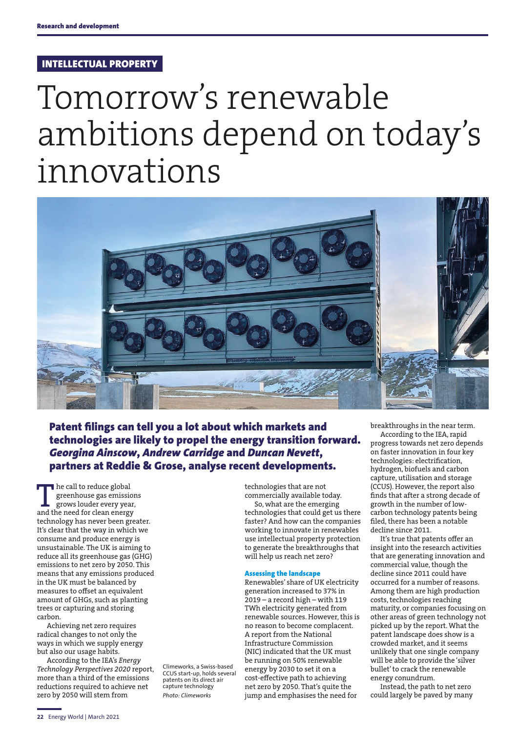INTELLECTUAL PROPERTY

# Tomorrow's renewable ambitions depend on today's innovations

Climeworks, a Swiss-based CCUS start-up, holds several patents on its direct air capture technology
*Photo: Climeworks*

**Patent filings can tell you a lot about which markets and technologies are likely to propel the energy transition forward. *Georgina Ainscow*, *Andrew Carridge* and *Duncan Nevett*, partners at Reddie & Grose, analyse recent developments.**

The call to reduce global greenhouse gas emissions grows louder every year, and the need for clean energy technology has never been greater. It's clear that the way in which we consume and produce energy is unsustainable. The UK is aiming to reduce all its greenhouse gas (GHG) emissions to net zero by 2050. This means that any emissions produced in the UK must be balanced by measures to offset an equivalent amount of GHGs, such as planting trees or capturing and storing carbon.

Achieving net zero requires radical changes to not only the ways in which we supply energy but also our usage habits.

According to the IEA's *Energy Technology Perspectives 2020* report, more than a third of the emissions reductions required to achieve net zero by 2050 will stem from technologies that are not commercially available today.

So, what are the emerging technologies that could get us there faster? And how can the companies working to innovate in renewables use intellectual property protection to generate the breakthroughs that will help us reach net zero?

### Assessing the landscape

Renewables' share of UK electricity generation increased to 37% in 2019 – a record high – with 119 TWh electricity generated from renewable sources. However, this is no reason to become complacent. A report from the National Infrastructure Commission (NIC) indicated that the UK must be running on 50% renewable energy by 2030 to set it on a cost-effective path to achieving net zero by 2050. That's quite the jump and emphasises the need for breakthroughs in the near term.

According to the IEA, rapid progress towards net zero depends on faster innovation in four key technologies: electrification, hydrogen, biofuels and carbon capture, utilisation and storage (CCUS). However, the report also finds that after a strong decade of growth in the number of low-carbon technology patents being filed, there has been a notable decline since 2011.

It's true that patents offer an insight into the research activities that are generating innovation and commercial value, though the decline since 2011 could have occurred for a number of reasons. Among them are high production costs, technologies reaching maturity, or companies focusing on other areas of green technology not picked up by the report. What the patent landscape does show is a crowded market, and it seems unlikely that one single company will be able to provide the 'silver bullet' to crack the renewable energy conundrum.

Instead, the path to net zero could largely be paved by many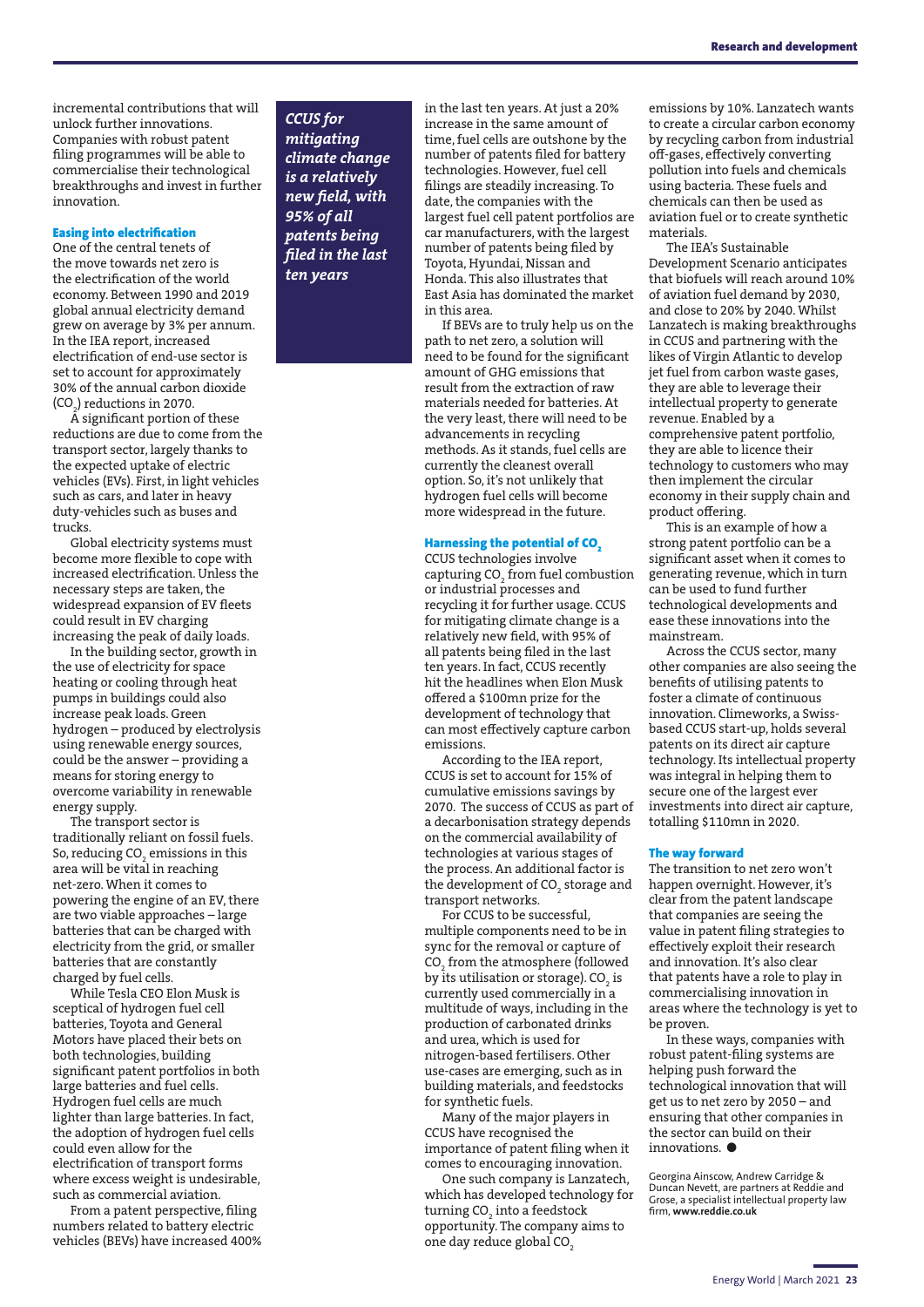incremental contributions that will unlock further innovations. Companies with robust patent filing programmes will be able to commercialise their technological breakthroughs and invest in further innovation.

## Easing into electrification

One of the central tenets of the move towards net zero is the electrification of the world economy. Between 1990 and 2019 global annual electricity demand grew on average by 3% per annum. In the IEA report, increased electrification of end-use sector is set to account for approximately 30% of the annual carbon dioxide ($CO_2$) reductions in 2070.

A significant portion of these reductions are due to come from the transport sector, largely thanks to the expected uptake of electric vehicles (EVs). First, in light vehicles such as cars, and later in heavy duty-vehicles such as buses and trucks.

Global electricity systems must become more flexible to cope with increased electrification. Unless the necessary steps are taken, the widespread expansion of EV fleets could result in EV charging increasing the peak of daily loads.

In the building sector, growth in the use of electricity for space heating or cooling through heat pumps in buildings could also increase peak loads. Green hydrogen – produced by electrolysis using renewable energy sources, could be the answer – providing a means for storing energy to overcome variability in renewable energy supply.

The transport sector is traditionally reliant on fossil fuels. So, reducing $CO_2$ emissions in this area will be vital in reaching net-zero. When it comes to powering the engine of an EV, there are two viable approaches – large batteries that can be charged with electricity from the grid, or smaller batteries that are constantly charged by fuel cells.

While Tesla CEO Elon Musk is sceptical of hydrogen fuel cell batteries, Toyota and General Motors have placed their bets on both technologies, building significant patent portfolios in both large batteries and fuel cells. Hydrogen fuel cells are much lighter than large batteries. In fact, the adoption of hydrogen fuel cells could even allow for the electrification of transport forms where excess weight is undesirable, such as commercial aviation.

From a patent perspective, filing numbers related to battery electric vehicles (BEVs) have increased 400% in the last ten years. At just a 20% increase in the same amount of time, fuel cells are outshone by the number of patents filed for battery technologies. However, fuel cell filings are steadily increasing. To date, the companies with the largest fuel cell patent portfolios are car manufacturers, with the largest number of patents being filed by Toyota, Hyundai, Nissan and Honda. This also illustrates that East Asia has dominated the market in this area.

If BEVs are to truly help us on the path to net zero, a solution will need to be found for the significant amount of GHG emissions that result from the extraction of raw materials needed for batteries. At the very least, there will need to be advancements in recycling methods. As it stands, fuel cells are currently the cleanest overall option. So, it's not unlikely that hydrogen fuel cells will become more widespread in the future.

*CCUS for mitigating climate change is a relatively new field, with 95% of all patents being filed in the last ten years*

## Harnessing the potential of $CO_2$

CCUS technologies involve capturing $CO_2$ from fuel combustion or industrial processes and recycling it for further usage. CCUS for mitigating climate change is a relatively new field, with 95% of all patents being filed in the last ten years. In fact, CCUS recently hit the headlines when Elon Musk offered a $100mn prize for the development of technology that can most effectively capture carbon emissions.

According to the IEA report, CCUS is set to account for 15% of cumulative emissions savings by 2070. The success of CCUS as part of a decarbonisation strategy depends on the commercial availability of technologies at various stages of the process. An additional factor is the development of $CO_2$ storage and transport networks.

For CCUS to be successful, multiple components need to be in sync for the removal or capture of $CO_2$ from the atmosphere (followed by its utilisation or storage). $CO_2$ is currently used commercially in a multitude of ways, including in the production of carbonated drinks and urea, which is used for nitrogen-based fertilisers. Other use-cases are emerging, such as in building materials, and feedstocks for synthetic fuels.

Many of the major players in CCUS have recognised the importance of patent filing when it comes to encouraging innovation.

One such company is Lanzatech, which has developed technology for turning $CO_2$ into a feedstock opportunity. The company aims to one day reduce global $CO_2$ emissions by 10%. Lanzatech wants to create a circular carbon economy by recycling carbon from industrial off-gases, effectively converting pollution into fuels and chemicals using bacteria. These fuels and chemicals can then be used as aviation fuel or to create synthetic materials.

The IEA's Sustainable Development Scenario anticipates that biofuels will reach around 10% of aviation fuel demand by 2030, and close to 20% by 2040. Whilst Lanzatech is making breakthroughs in CCUS and partnering with the likes of Virgin Atlantic to develop jet fuel from carbon waste gases, they are able to leverage their intellectual property to generate revenue. Enabled by a comprehensive patent portfolio, they are able to licence their technology to customers who may then implement the circular economy in their supply chain and product offering.

This is an example of how a strong patent portfolio can be a significant asset when it comes to generating revenue, which in turn can be used to fund further technological developments and ease these innovations into the mainstream.

Across the CCUS sector, many other companies are also seeing the benefits of utilising patents to foster a climate of continuous innovation. Climeworks, a Swiss-based CCUS start-up, holds several patents on its direct air capture technology. Its intellectual property was integral in helping them to secure one of the largest ever investments into direct air capture, totalling $110mn in 2020.

## The way forward

The transition to net zero won't happen overnight. However, it's clear from the patent landscape that companies are seeing the value in patent filing strategies to effectively exploit their research and innovation. It's also clear that patents have a role to play in commercialising innovation in areas where the technology is yet to be proven.

In these ways, companies with robust patent-filing systems are helping push forward the technological innovation that will get us to net zero by 2050 – and ensuring that other companies in the sector can build on their innovations. ●

Georgina Ainscow, Andrew Carridge & Duncan Nevett, are partners at Reddie and Grose, a specialist intellectual property law firm, **www.reddie.co.uk**